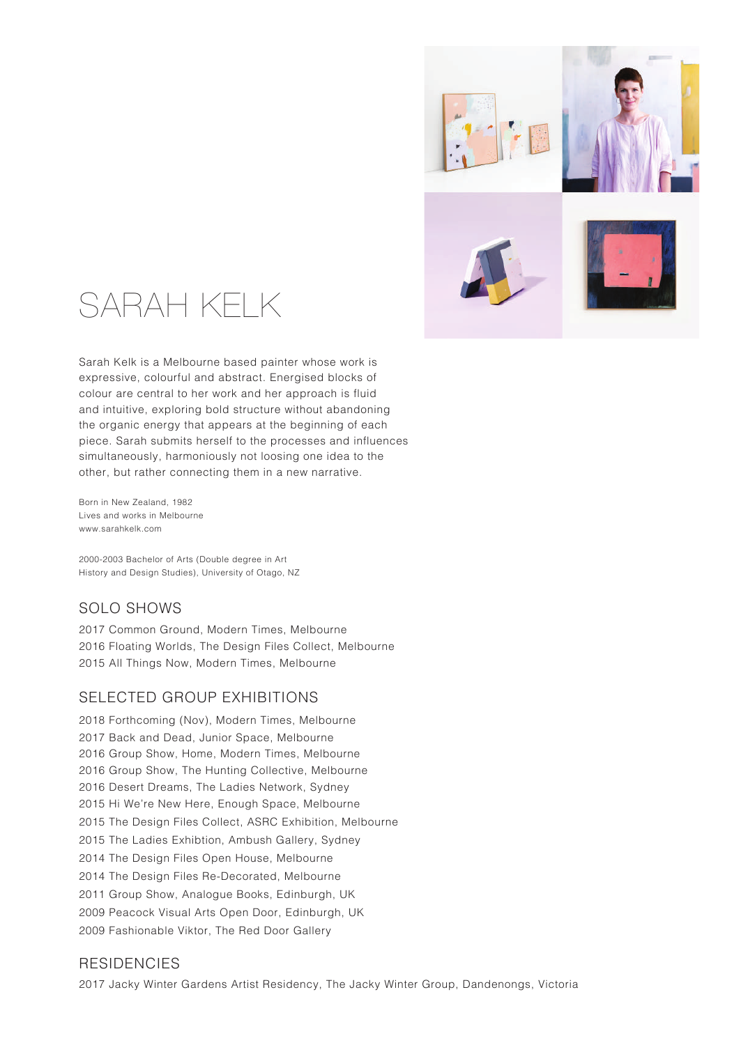# SARAH KELK

Sarah Kelk is a Melbourne based painter whose work is expressive, colourful and abstract. Energised blocks of colour are central to her work and her approach is fluid and intuitive, exploring bold structure without abandoning the organic energy that appears at the beginning of each piece. Sarah submits herself to the processes and influences simultaneously, harmoniously not loosing one idea to the other, but rather connecting them in a new narrative.

Born in New Zealand, 1982
Lives and works in Melbourne
www.sarahkelk.com

2000-2003 Bachelor of Arts (Double degree in Art History and Design Studies), University of Otago, NZ

## SOLO SHOWS

2017 Common Ground, Modern Times, Melbourne
2016 Floating Worlds, The Design Files Collect, Melbourne
2015 All Things Now, Modern Times, Melbourne

## SELECTED GROUP EXHIBITIONS

2018 Forthcoming (Nov), Modern Times, Melbourne
2017 Back and Dead, Junior Space, Melbourne
2016 Group Show, Home, Modern Times, Melbourne
2016 Group Show, The Hunting Collective, Melbourne
2016 Desert Dreams, The Ladies Network, Sydney
2015 Hi We're New Here, Enough Space, Melbourne
2015 The Design Files Collect, ASRC Exhibition, Melbourne
2015 The Ladies Exhibtion, Ambush Gallery, Sydney
2014 The Design Files Open House, Melbourne
2014 The Design Files Re-Decorated, Melbourne
2011 Group Show, Analogue Books, Edinburgh, UK
2009 Peacock Visual Arts Open Door, Edinburgh, UK
2009 Fashionable Viktor, The Red Door Gallery

## RESIDENCIES

2017 Jacky Winter Gardens Artist Residency, The Jacky Winter Group, Dandenongs, Victoria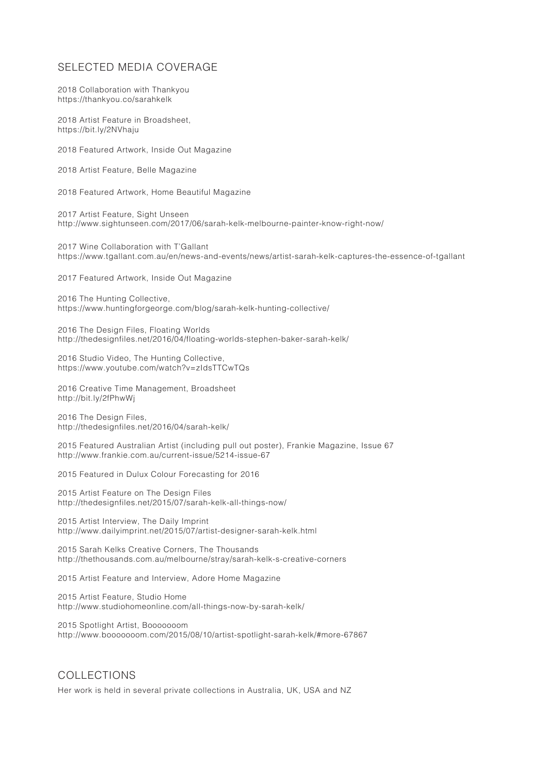## SELECTED MEDIA COVERAGE

2018 Collaboration with Thankyou
https://thankyou.co/sarahkelk

2018 Artist Feature in Broadsheet,
https://bit.ly/2NVhaju

2018 Featured Artwork, Inside Out Magazine

2018 Artist Feature, Belle Magazine

2018 Featured Artwork, Home Beautiful Magazine

2017 Artist Feature, Sight Unseen
http://www.sightunseen.com/2017/06/sarah-kelk-melbourne-painter-know-right-now/

2017 Wine Collaboration with T'Gallant
https://www.tgallant.com.au/en/news-and-events/news/artist-sarah-kelk-captures-the-essence-of-tgallant

2017 Featured Artwork, Inside Out Magazine

2016 The Hunting Collective,
https://www.huntingforgeorge.com/blog/sarah-kelk-hunting-collective/

2016 The Design Files, Floating Worlds
http://thedesignfiles.net/2016/04/floating-worlds-stephen-baker-sarah-kelk/

2016 Studio Video, The Hunting Collective,
https://www.youtube.com/watch?v=zIdsTTCwTQs

2016 Creative Time Management, Broadsheet
http://bit.ly/2fPhwWj

2016 The Design Files,
http://thedesignfiles.net/2016/04/sarah-kelk/

2015 Featured Australian Artist (including pull out poster), Frankie Magazine, Issue 67
http://www.frankie.com.au/current-issue/5214-issue-67

2015 Featured in Dulux Colour Forecasting for 2016

2015 Artist Feature on The Design Files
http://thedesignfiles.net/2015/07/sarah-kelk-all-things-now/

2015 Artist Interview, The Daily Imprint
http://www.dailyimprint.net/2015/07/artist-designer-sarah-kelk.html

2015 Sarah Kelks Creative Corners, The Thousands
http://thethousands.com.au/melbourne/stray/sarah-kelk-s-creative-corners

2015 Artist Feature and Interview, Adore Home Magazine

2015 Artist Feature, Studio Home
http://www.studiohomeonline.com/all-things-now-by-sarah-kelk/

2015 Spotlight Artist, Booooooom
http://www.booooooom.com/2015/08/10/artist-spotlight-sarah-kelk/#more-67867

## COLLECTIONS

Her work is held in several private collections in Australia, UK, USA and NZ